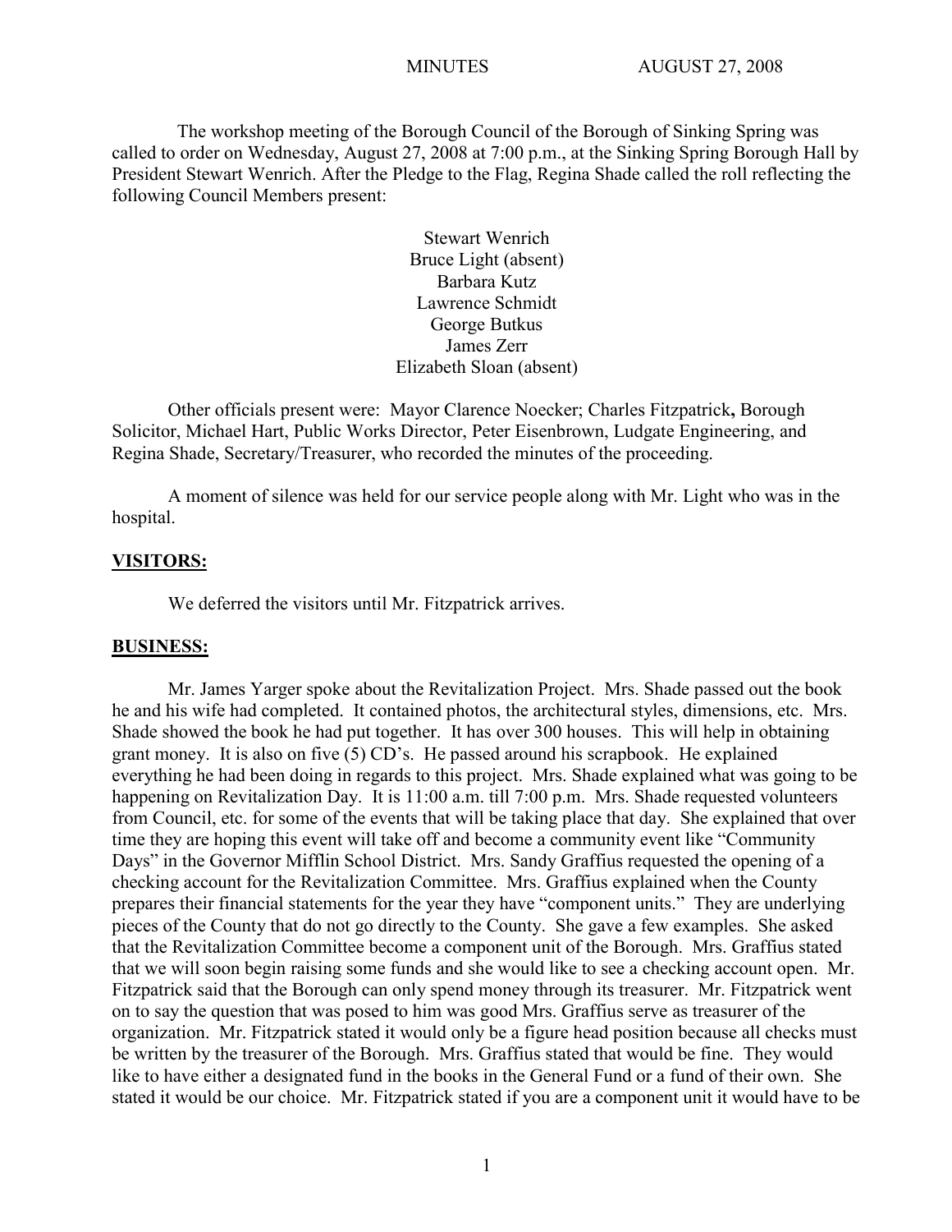MINUTES AUGUST 27, 2008

The workshop meeting of the Borough Council of the Borough of Sinking Spring was called to order on Wednesday, August 27, 2008 at 7:00 p.m., at the Sinking Spring Borough Hall by President Stewart Wenrich. After the Pledge to the Flag, Regina Shade called the roll reflecting the following Council Members present:

Stewart Wenrich
Bruce Light (absent)
Barbara Kutz
Lawrence Schmidt
George Butkus
James Zerr
Elizabeth Sloan (absent)

Other officials present were: Mayor Clarence Noecker; Charles Fitzpatrick**,** Borough Solicitor, Michael Hart, Public Works Director, Peter Eisenbrown, Ludgate Engineering, and Regina Shade, Secretary/Treasurer, who recorded the minutes of the proceeding.

A moment of silence was held for our service people along with Mr. Light who was in the hospital.

**VISITORS:**

We deferred the visitors until Mr. Fitzpatrick arrives.

**BUSINESS:**

Mr. James Yarger spoke about the Revitalization Project. Mrs. Shade passed out the book he and his wife had completed. It contained photos, the architectural styles, dimensions, etc. Mrs. Shade showed the book he had put together. It has over 300 houses. This will help in obtaining grant money. It is also on five (5) CD's. He passed around his scrapbook. He explained everything he had been doing in regards to this project. Mrs. Shade explained what was going to be happening on Revitalization Day. It is 11:00 a.m. till 7:00 p.m. Mrs. Shade requested volunteers from Council, etc. for some of the events that will be taking place that day. She explained that over time they are hoping this event will take off and become a community event like "Community Days" in the Governor Mifflin School District. Mrs. Sandy Graffius requested the opening of a checking account for the Revitalization Committee. Mrs. Graffius explained when the County prepares their financial statements for the year they have "component units." They are underlying pieces of the County that do not go directly to the County. She gave a few examples. She asked that the Revitalization Committee become a component unit of the Borough. Mrs. Graffius stated that we will soon begin raising some funds and she would like to see a checking account open. Mr. Fitzpatrick said that the Borough can only spend money through its treasurer. Mr. Fitzpatrick went on to say the question that was posed to him was good Mrs. Graffius serve as treasurer of the organization. Mr. Fitzpatrick stated it would only be a figure head position because all checks must be written by the treasurer of the Borough. Mrs. Graffius stated that would be fine. They would like to have either a designated fund in the books in the General Fund or a fund of their own. She stated it would be our choice. Mr. Fitzpatrick stated if you are a component unit it would have to be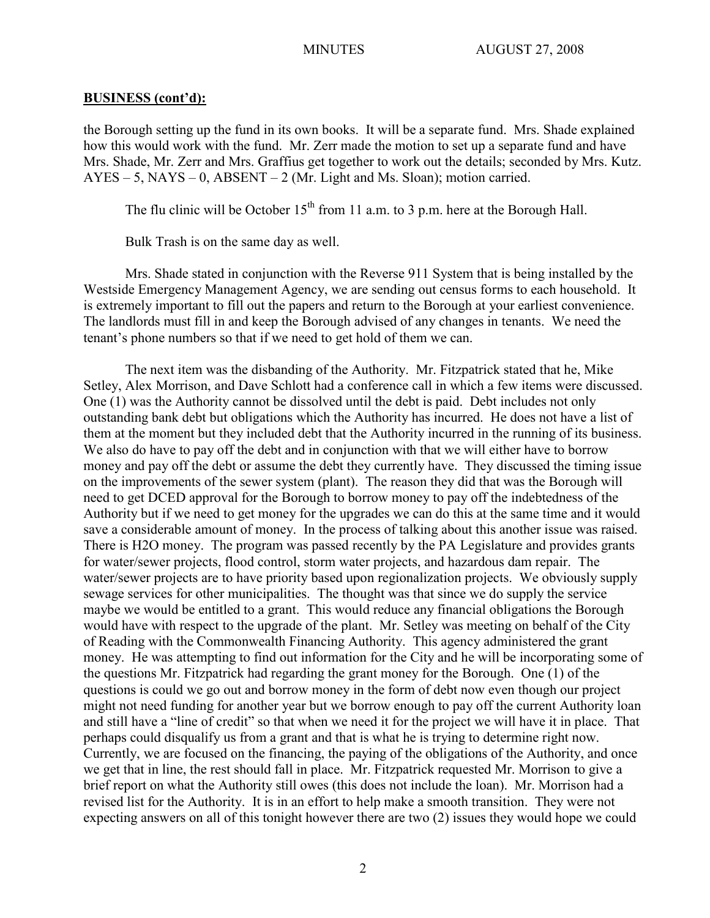## BUSINESS (cont'd):

the Borough setting up the fund in its own books. It will be a separate fund. Mrs. Shade explained how this would work with the fund. Mr. Zerr made the motion to set up a separate fund and have Mrs. Shade, Mr. Zerr and Mrs. Graffius get together to work out the details; seconded by Mrs. Kutz. AYES – 5, NAYS – 0, ABSENT – 2 (Mr. Light and Ms. Sloan); motion carried.

The flu clinic will be October 15th from 11 a.m. to 3 p.m. here at the Borough Hall.

Bulk Trash is on the same day as well.

Mrs. Shade stated in conjunction with the Reverse 911 System that is being installed by the Westside Emergency Management Agency, we are sending out census forms to each household. It is extremely important to fill out the papers and return to the Borough at your earliest convenience. The landlords must fill in and keep the Borough advised of any changes in tenants. We need the tenant's phone numbers so that if we need to get hold of them we can.

The next item was the disbanding of the Authority. Mr. Fitzpatrick stated that he, Mike Setley, Alex Morrison, and Dave Schlott had a conference call in which a few items were discussed. One (1) was the Authority cannot be dissolved until the debt is paid. Debt includes not only outstanding bank debt but obligations which the Authority has incurred. He does not have a list of them at the moment but they included debt that the Authority incurred in the running of its business. We also do have to pay off the debt and in conjunction with that we will either have to borrow money and pay off the debt or assume the debt they currently have. They discussed the timing issue on the improvements of the sewer system (plant). The reason they did that was the Borough will need to get DCED approval for the Borough to borrow money to pay off the indebtedness of the Authority but if we need to get money for the upgrades we can do this at the same time and it would save a considerable amount of money. In the process of talking about this another issue was raised. There is H2O money. The program was passed recently by the PA Legislature and provides grants for water/sewer projects, flood control, storm water projects, and hazardous dam repair. The water/sewer projects are to have priority based upon regionalization projects. We obviously supply sewage services for other municipalities. The thought was that since we do supply the service maybe we would be entitled to a grant. This would reduce any financial obligations the Borough would have with respect to the upgrade of the plant. Mr. Setley was meeting on behalf of the City of Reading with the Commonwealth Financing Authority. This agency administered the grant money. He was attempting to find out information for the City and he will be incorporating some of the questions Mr. Fitzpatrick had regarding the grant money for the Borough. One (1) of the questions is could we go out and borrow money in the form of debt now even though our project might not need funding for another year but we borrow enough to pay off the current Authority loan and still have a "line of credit" so that when we need it for the project we will have it in place. That perhaps could disqualify us from a grant and that is what he is trying to determine right now. Currently, we are focused on the financing, the paying of the obligations of the Authority, and once we get that in line, the rest should fall in place. Mr. Fitzpatrick requested Mr. Morrison to give a brief report on what the Authority still owes (this does not include the loan). Mr. Morrison had a revised list for the Authority. It is in an effort to help make a smooth transition. They were not expecting answers on all of this tonight however there are two (2) issues they would hope we could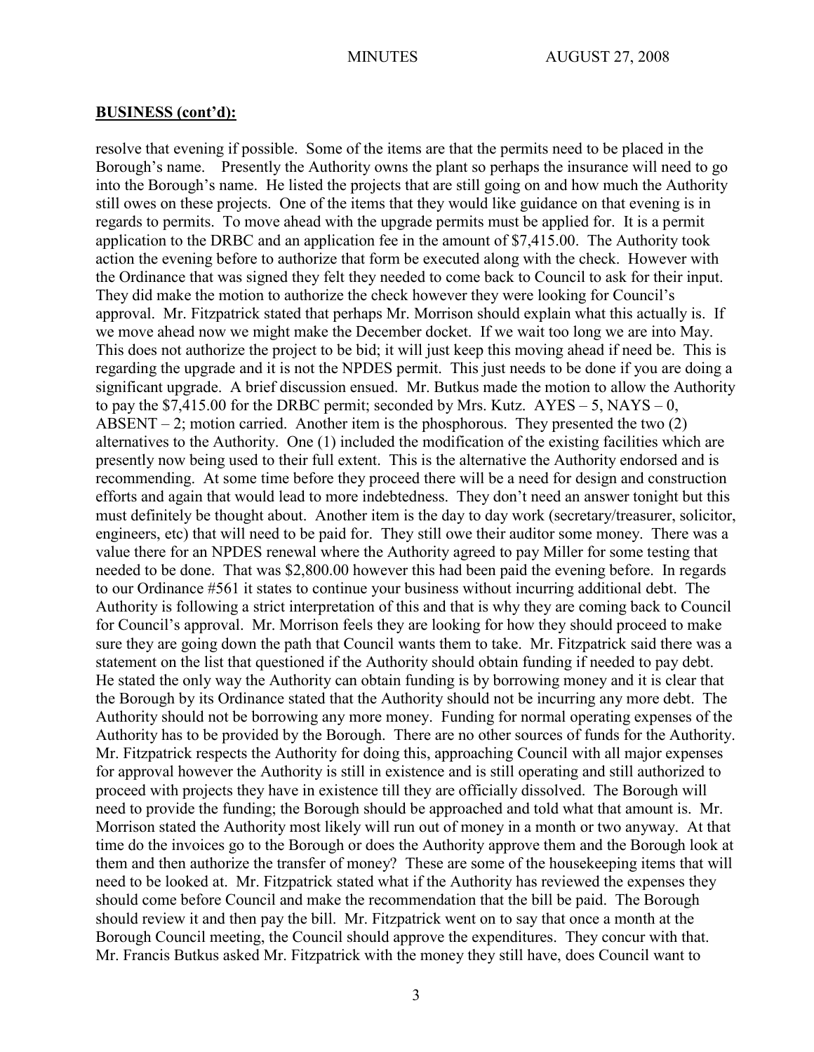**BUSINESS (cont'd):**

resolve that evening if possible. Some of the items are that the permits need to be placed in the Borough's name. Presently the Authority owns the plant so perhaps the insurance will need to go into the Borough's name. He listed the projects that are still going on and how much the Authority still owes on these projects. One of the items that they would like guidance on that evening is in regards to permits. To move ahead with the upgrade permits must be applied for. It is a permit application to the DRBC and an application fee in the amount of $7,415.00. The Authority took action the evening before to authorize that form be executed along with the check. However with the Ordinance that was signed they felt they needed to come back to Council to ask for their input. They did make the motion to authorize the check however they were looking for Council's approval. Mr. Fitzpatrick stated that perhaps Mr. Morrison should explain what this actually is. If we move ahead now we might make the December docket. If we wait too long we are into May. This does not authorize the project to be bid; it will just keep this moving ahead if need be. This is regarding the upgrade and it is not the NPDES permit. This just needs to be done if you are doing a significant upgrade. A brief discussion ensued. Mr. Butkus made the motion to allow the Authority to pay the $7,415.00 for the DRBC permit; seconded by Mrs. Kutz. AYES – 5, NAYS – 0, ABSENT – 2; motion carried. Another item is the phosphorous. They presented the two (2) alternatives to the Authority. One (1) included the modification of the existing facilities which are presently now being used to their full extent. This is the alternative the Authority endorsed and is recommending. At some time before they proceed there will be a need for design and construction efforts and again that would lead to more indebtedness. They don't need an answer tonight but this must definitely be thought about. Another item is the day to day work (secretary/treasurer, solicitor, engineers, etc) that will need to be paid for. They still owe their auditor some money. There was a value there for an NPDES renewal where the Authority agreed to pay Miller for some testing that needed to be done. That was $2,800.00 however this had been paid the evening before. In regards to our Ordinance #561 it states to continue your business without incurring additional debt. The Authority is following a strict interpretation of this and that is why they are coming back to Council for Council's approval. Mr. Morrison feels they are looking for how they should proceed to make sure they are going down the path that Council wants them to take. Mr. Fitzpatrick said there was a statement on the list that questioned if the Authority should obtain funding if needed to pay debt. He stated the only way the Authority can obtain funding is by borrowing money and it is clear that the Borough by its Ordinance stated that the Authority should not be incurring any more debt. The Authority should not be borrowing any more money. Funding for normal operating expenses of the Authority has to be provided by the Borough. There are no other sources of funds for the Authority. Mr. Fitzpatrick respects the Authority for doing this, approaching Council with all major expenses for approval however the Authority is still in existence and is still operating and still authorized to proceed with projects they have in existence till they are officially dissolved. The Borough will need to provide the funding; the Borough should be approached and told what that amount is. Mr. Morrison stated the Authority most likely will run out of money in a month or two anyway. At that time do the invoices go to the Borough or does the Authority approve them and the Borough look at them and then authorize the transfer of money? These are some of the housekeeping items that will need to be looked at. Mr. Fitzpatrick stated what if the Authority has reviewed the expenses they should come before Council and make the recommendation that the bill be paid. The Borough should review it and then pay the bill. Mr. Fitzpatrick went on to say that once a month at the Borough Council meeting, the Council should approve the expenditures. They concur with that. Mr. Francis Butkus asked Mr. Fitzpatrick with the money they still have, does Council want to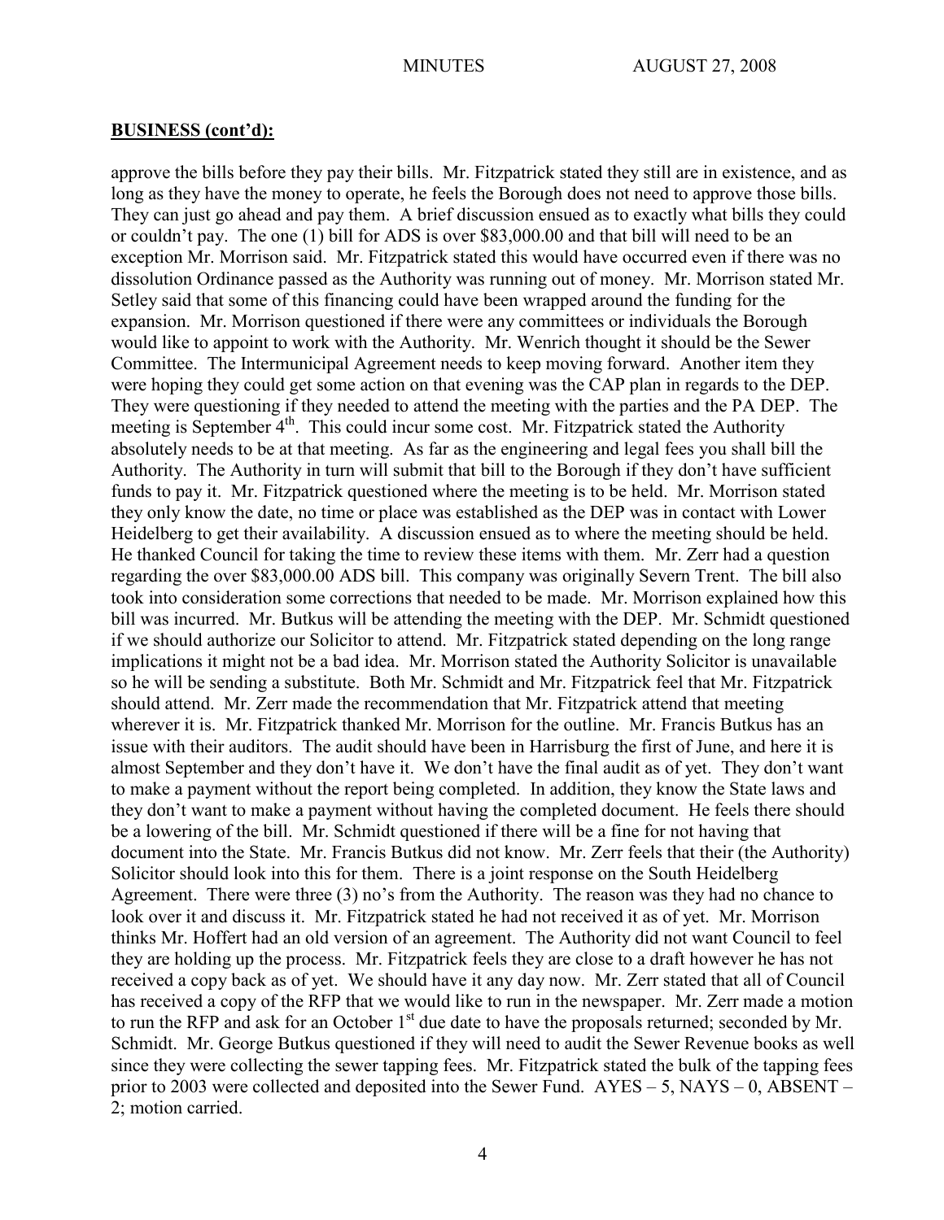## BUSINESS (cont'd):

approve the bills before they pay their bills. Mr. Fitzpatrick stated they still are in existence, and as long as they have the money to operate, he feels the Borough does not need to approve those bills. They can just go ahead and pay them. A brief discussion ensued as to exactly what bills they could or couldn't pay. The one (1) bill for ADS is over $83,000.00 and that bill will need to be an exception Mr. Morrison said. Mr. Fitzpatrick stated this would have occurred even if there was no dissolution Ordinance passed as the Authority was running out of money. Mr. Morrison stated Mr. Setley said that some of this financing could have been wrapped around the funding for the expansion. Mr. Morrison questioned if there were any committees or individuals the Borough would like to appoint to work with the Authority. Mr. Wenrich thought it should be the Sewer Committee. The Intermunicipal Agreement needs to keep moving forward. Another item they were hoping they could get some action on that evening was the CAP plan in regards to the DEP. They were questioning if they needed to attend the meeting with the parties and the PA DEP. The meeting is September 4th. This could incur some cost. Mr. Fitzpatrick stated the Authority absolutely needs to be at that meeting. As far as the engineering and legal fees you shall bill the Authority. The Authority in turn will submit that bill to the Borough if they don't have sufficient funds to pay it. Mr. Fitzpatrick questioned where the meeting is to be held. Mr. Morrison stated they only know the date, no time or place was established as the DEP was in contact with Lower Heidelberg to get their availability. A discussion ensued as to where the meeting should be held. He thanked Council for taking the time to review these items with them. Mr. Zerr had a question regarding the over $83,000.00 ADS bill. This company was originally Severn Trent. The bill also took into consideration some corrections that needed to be made. Mr. Morrison explained how this bill was incurred. Mr. Butkus will be attending the meeting with the DEP. Mr. Schmidt questioned if we should authorize our Solicitor to attend. Mr. Fitzpatrick stated depending on the long range implications it might not be a bad idea. Mr. Morrison stated the Authority Solicitor is unavailable so he will be sending a substitute. Both Mr. Schmidt and Mr. Fitzpatrick feel that Mr. Fitzpatrick should attend. Mr. Zerr made the recommendation that Mr. Fitzpatrick attend that meeting wherever it is. Mr. Fitzpatrick thanked Mr. Morrison for the outline. Mr. Francis Butkus has an issue with their auditors. The audit should have been in Harrisburg the first of June, and here it is almost September and they don't have it. We don't have the final audit as of yet. They don't want to make a payment without the report being completed. In addition, they know the State laws and they don't want to make a payment without having the completed document. He feels there should be a lowering of the bill. Mr. Schmidt questioned if there will be a fine for not having that document into the State. Mr. Francis Butkus did not know. Mr. Zerr feels that their (the Authority) Solicitor should look into this for them. There is a joint response on the South Heidelberg Agreement. There were three (3) no's from the Authority. The reason was they had no chance to look over it and discuss it. Mr. Fitzpatrick stated he had not received it as of yet. Mr. Morrison thinks Mr. Hoffert had an old version of an agreement. The Authority did not want Council to feel they are holding up the process. Mr. Fitzpatrick feels they are close to a draft however he has not received a copy back as of yet. We should have it any day now. Mr. Zerr stated that all of Council has received a copy of the RFP that we would like to run in the newspaper. Mr. Zerr made a motion to run the RFP and ask for an October 1st due date to have the proposals returned; seconded by Mr. Schmidt. Mr. George Butkus questioned if they will need to audit the Sewer Revenue books as well since they were collecting the sewer tapping fees. Mr. Fitzpatrick stated the bulk of the tapping fees prior to 2003 were collected and deposited into the Sewer Fund. AYES – 5, NAYS – 0, ABSENT – 2; motion carried.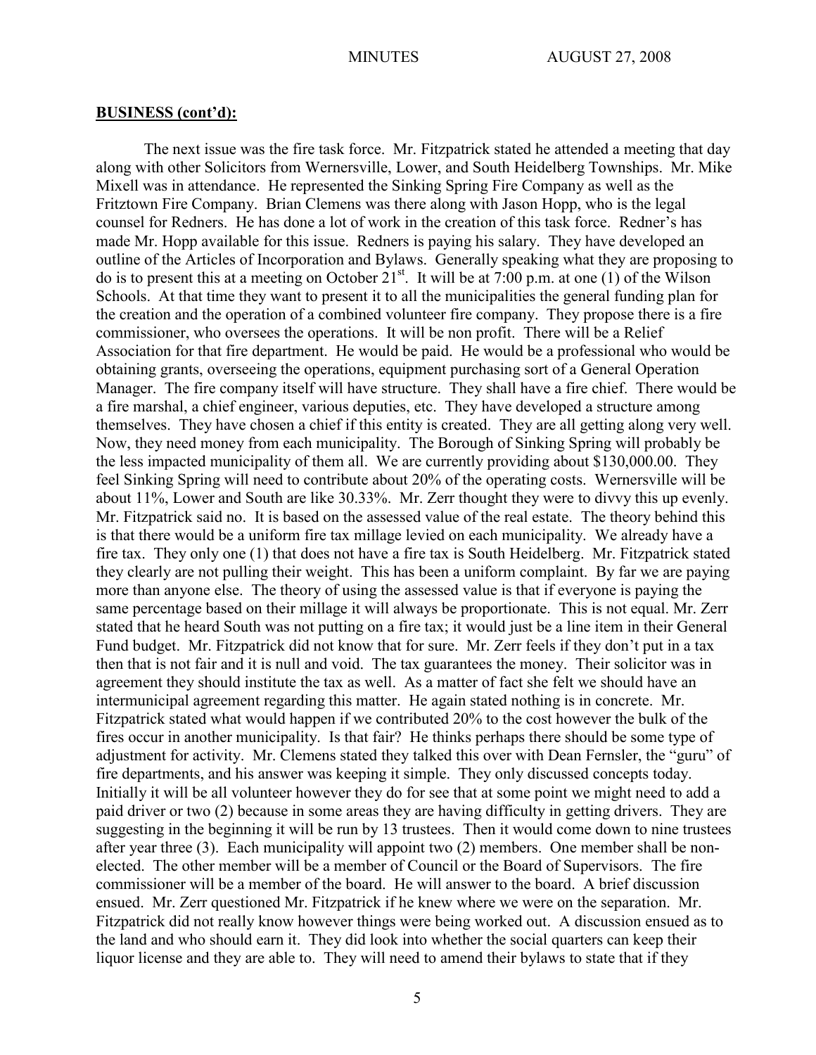**BUSINESS (cont'd):**

The next issue was the fire task force. Mr. Fitzpatrick stated he attended a meeting that day along with other Solicitors from Wernersville, Lower, and South Heidelberg Townships. Mr. Mike Mixell was in attendance. He represented the Sinking Spring Fire Company as well as the Fritztown Fire Company. Brian Clemens was there along with Jason Hopp, who is the legal counsel for Redners. He has done a lot of work in the creation of this task force. Redner's has made Mr. Hopp available for this issue. Redners is paying his salary. They have developed an outline of the Articles of Incorporation and Bylaws. Generally speaking what they are proposing to do is to present this at a meeting on October 21st. It will be at 7:00 p.m. at one (1) of the Wilson Schools. At that time they want to present it to all the municipalities the general funding plan for the creation and the operation of a combined volunteer fire company. They propose there is a fire commissioner, who oversees the operations. It will be non profit. There will be a Relief Association for that fire department. He would be paid. He would be a professional who would be obtaining grants, overseeing the operations, equipment purchasing sort of a General Operation Manager. The fire company itself will have structure. They shall have a fire chief. There would be a fire marshal, a chief engineer, various deputies, etc. They have developed a structure among themselves. They have chosen a chief if this entity is created. They are all getting along very well. Now, they need money from each municipality. The Borough of Sinking Spring will probably be the less impacted municipality of them all. We are currently providing about $130,000.00. They feel Sinking Spring will need to contribute about 20% of the operating costs. Wernersville will be about 11%, Lower and South are like 30.33%. Mr. Zerr thought they were to divvy this up evenly. Mr. Fitzpatrick said no. It is based on the assessed value of the real estate. The theory behind this is that there would be a uniform fire tax millage levied on each municipality. We already have a fire tax. They only one (1) that does not have a fire tax is South Heidelberg. Mr. Fitzpatrick stated they clearly are not pulling their weight. This has been a uniform complaint. By far we are paying more than anyone else. The theory of using the assessed value is that if everyone is paying the same percentage based on their millage it will always be proportionate. This is not equal. Mr. Zerr stated that he heard South was not putting on a fire tax; it would just be a line item in their General Fund budget. Mr. Fitzpatrick did not know that for sure. Mr. Zerr feels if they don't put in a tax then that is not fair and it is null and void. The tax guarantees the money. Their solicitor was in agreement they should institute the tax as well. As a matter of fact she felt we should have an intermunicipal agreement regarding this matter. He again stated nothing is in concrete. Mr. Fitzpatrick stated what would happen if we contributed 20% to the cost however the bulk of the fires occur in another municipality. Is that fair? He thinks perhaps there should be some type of adjustment for activity. Mr. Clemens stated they talked this over with Dean Fernsler, the "guru" of fire departments, and his answer was keeping it simple. They only discussed concepts today. Initially it will be all volunteer however they do for see that at some point we might need to add a paid driver or two (2) because in some areas they are having difficulty in getting drivers. They are suggesting in the beginning it will be run by 13 trustees. Then it would come down to nine trustees after year three (3). Each municipality will appoint two (2) members. One member shall be non-elected. The other member will be a member of Council or the Board of Supervisors. The fire commissioner will be a member of the board. He will answer to the board. A brief discussion ensued. Mr. Zerr questioned Mr. Fitzpatrick if he knew where we were on the separation. Mr. Fitzpatrick did not really know however things were being worked out. A discussion ensued as to the land and who should earn it. They did look into whether the social quarters can keep their liquor license and they are able to. They will need to amend their bylaws to state that if they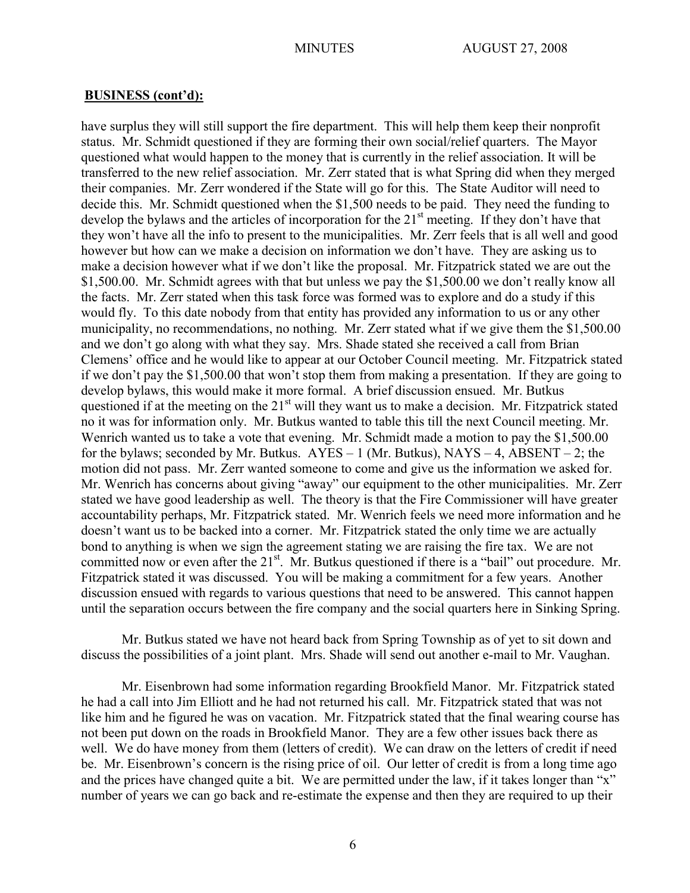**BUSINESS (cont'd):**

have surplus they will still support the fire department. This will help them keep their nonprofit status. Mr. Schmidt questioned if they are forming their own social/relief quarters. The Mayor questioned what would happen to the money that is currently in the relief association. It will be transferred to the new relief association. Mr. Zerr stated that is what Spring did when they merged their companies. Mr. Zerr wondered if the State will go for this. The State Auditor will need to decide this. Mr. Schmidt questioned when the $1,500 needs to be paid. They need the funding to develop the bylaws and the articles of incorporation for the 21st meeting. If they don't have that they won't have all the info to present to the municipalities. Mr. Zerr feels that is all well and good however but how can we make a decision on information we don't have. They are asking us to make a decision however what if we don't like the proposal. Mr. Fitzpatrick stated we are out the $1,500.00. Mr. Schmidt agrees with that but unless we pay the $1,500.00 we don't really know all the facts. Mr. Zerr stated when this task force was formed was to explore and do a study if this would fly. To this date nobody from that entity has provided any information to us or any other municipality, no recommendations, no nothing. Mr. Zerr stated what if we give them the $1,500.00 and we don't go along with what they say. Mrs. Shade stated she received a call from Brian Clemens' office and he would like to appear at our October Council meeting. Mr. Fitzpatrick stated if we don't pay the $1,500.00 that won't stop them from making a presentation. If they are going to develop bylaws, this would make it more formal. A brief discussion ensued. Mr. Butkus questioned if at the meeting on the 21st will they want us to make a decision. Mr. Fitzpatrick stated no it was for information only. Mr. Butkus wanted to table this till the next Council meeting. Mr. Wenrich wanted us to take a vote that evening. Mr. Schmidt made a motion to pay the $1,500.00 for the bylaws; seconded by Mr. Butkus. AYES – 1 (Mr. Butkus), NAYS – 4, ABSENT – 2; the motion did not pass. Mr. Zerr wanted someone to come and give us the information we asked for. Mr. Wenrich has concerns about giving "away" our equipment to the other municipalities. Mr. Zerr stated we have good leadership as well. The theory is that the Fire Commissioner will have greater accountability perhaps, Mr. Fitzpatrick stated. Mr. Wenrich feels we need more information and he doesn't want us to be backed into a corner. Mr. Fitzpatrick stated the only time we are actually bond to anything is when we sign the agreement stating we are raising the fire tax. We are not committed now or even after the 21st. Mr. Butkus questioned if there is a "bail" out procedure. Mr. Fitzpatrick stated it was discussed. You will be making a commitment for a few years. Another discussion ensued with regards to various questions that need to be answered. This cannot happen until the separation occurs between the fire company and the social quarters here in Sinking Spring.

Mr. Butkus stated we have not heard back from Spring Township as of yet to sit down and discuss the possibilities of a joint plant. Mrs. Shade will send out another e-mail to Mr. Vaughan.

Mr. Eisenbrown had some information regarding Brookfield Manor. Mr. Fitzpatrick stated he had a call into Jim Elliott and he had not returned his call. Mr. Fitzpatrick stated that was not like him and he figured he was on vacation. Mr. Fitzpatrick stated that the final wearing course has not been put down on the roads in Brookfield Manor. They are a few other issues back there as well. We do have money from them (letters of credit). We can draw on the letters of credit if need be. Mr. Eisenbrown's concern is the rising price of oil. Our letter of credit is from a long time ago and the prices have changed quite a bit. We are permitted under the law, if it takes longer than "x" number of years we can go back and re-estimate the expense and then they are required to up their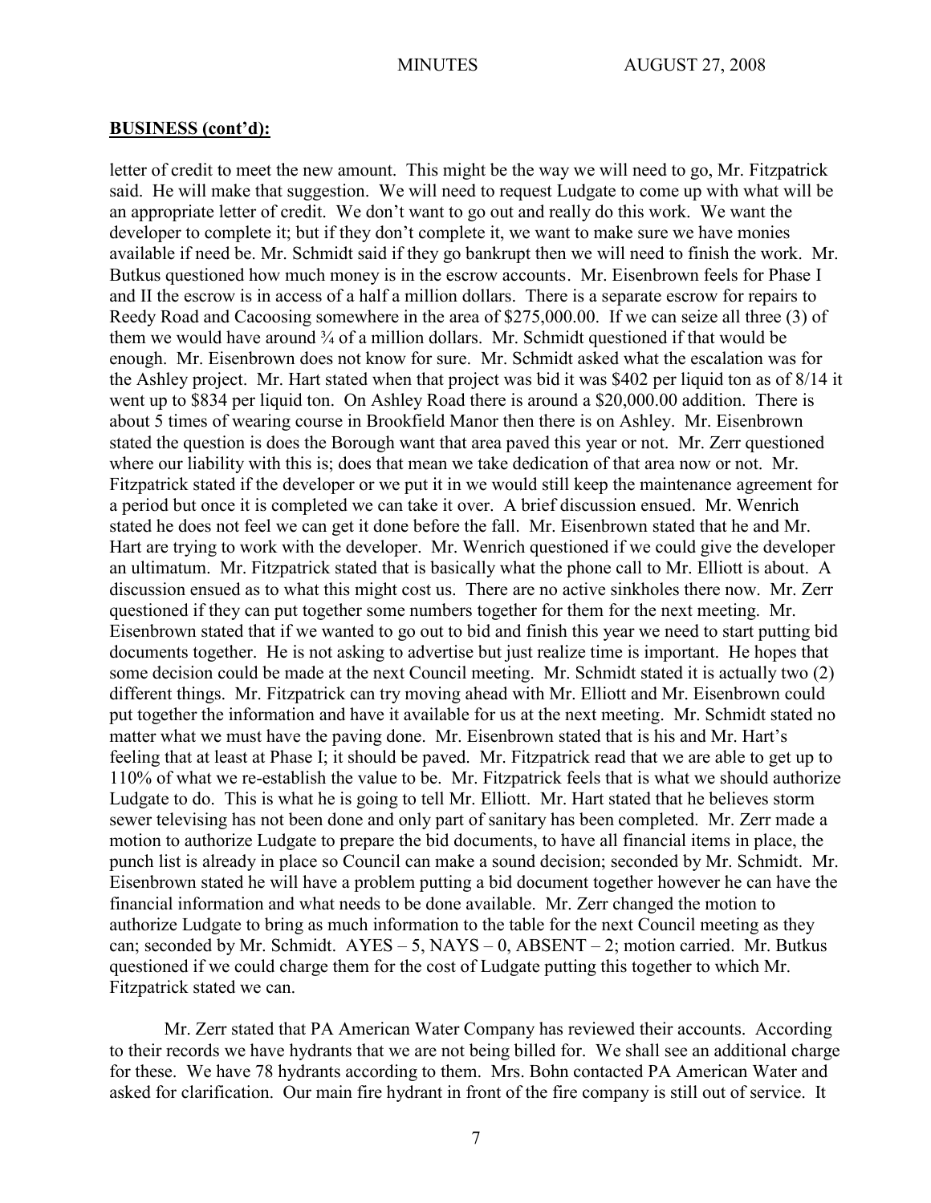**BUSINESS (cont'd):**

letter of credit to meet the new amount. This might be the way we will need to go, Mr. Fitzpatrick said. He will make that suggestion. We will need to request Ludgate to come up with what will be an appropriate letter of credit. We don't want to go out and really do this work. We want the developer to complete it; but if they don't complete it, we want to make sure we have monies available if need be. Mr. Schmidt said if they go bankrupt then we will need to finish the work. Mr. Butkus questioned how much money is in the escrow accounts. Mr. Eisenbrown feels for Phase I and II the escrow is in access of a half a million dollars. There is a separate escrow for repairs to Reedy Road and Cacoosing somewhere in the area of $275,000.00. If we can seize all three (3) of them we would have around ¾ of a million dollars. Mr. Schmidt questioned if that would be enough. Mr. Eisenbrown does not know for sure. Mr. Schmidt asked what the escalation was for the Ashley project. Mr. Hart stated when that project was bid it was $402 per liquid ton as of 8/14 it went up to $834 per liquid ton. On Ashley Road there is around a $20,000.00 addition. There is about 5 times of wearing course in Brookfield Manor then there is on Ashley. Mr. Eisenbrown stated the question is does the Borough want that area paved this year or not. Mr. Zerr questioned where our liability with this is; does that mean we take dedication of that area now or not. Mr. Fitzpatrick stated if the developer or we put it in we would still keep the maintenance agreement for a period but once it is completed we can take it over. A brief discussion ensued. Mr. Wenrich stated he does not feel we can get it done before the fall. Mr. Eisenbrown stated that he and Mr. Hart are trying to work with the developer. Mr. Wenrich questioned if we could give the developer an ultimatum. Mr. Fitzpatrick stated that is basically what the phone call to Mr. Elliott is about. A discussion ensued as to what this might cost us. There are no active sinkholes there now. Mr. Zerr questioned if they can put together some numbers together for them for the next meeting. Mr. Eisenbrown stated that if we wanted to go out to bid and finish this year we need to start putting bid documents together. He is not asking to advertise but just realize time is important. He hopes that some decision could be made at the next Council meeting. Mr. Schmidt stated it is actually two (2) different things. Mr. Fitzpatrick can try moving ahead with Mr. Elliott and Mr. Eisenbrown could put together the information and have it available for us at the next meeting. Mr. Schmidt stated no matter what we must have the paving done. Mr. Eisenbrown stated that is his and Mr. Hart's feeling that at least at Phase I; it should be paved. Mr. Fitzpatrick read that we are able to get up to 110% of what we re-establish the value to be. Mr. Fitzpatrick feels that is what we should authorize Ludgate to do. This is what he is going to tell Mr. Elliott. Mr. Hart stated that he believes storm sewer televising has not been done and only part of sanitary has been completed. Mr. Zerr made a motion to authorize Ludgate to prepare the bid documents, to have all financial items in place, the punch list is already in place so Council can make a sound decision; seconded by Mr. Schmidt. Mr. Eisenbrown stated he will have a problem putting a bid document together however he can have the financial information and what needs to be done available. Mr. Zerr changed the motion to authorize Ludgate to bring as much information to the table for the next Council meeting as they can; seconded by Mr. Schmidt. AYES – 5, NAYS – 0, ABSENT – 2; motion carried. Mr. Butkus questioned if we could charge them for the cost of Ludgate putting this together to which Mr. Fitzpatrick stated we can.

Mr. Zerr stated that PA American Water Company has reviewed their accounts. According to their records we have hydrants that we are not being billed for. We shall see an additional charge for these. We have 78 hydrants according to them. Mrs. Bohn contacted PA American Water and asked for clarification. Our main fire hydrant in front of the fire company is still out of service. It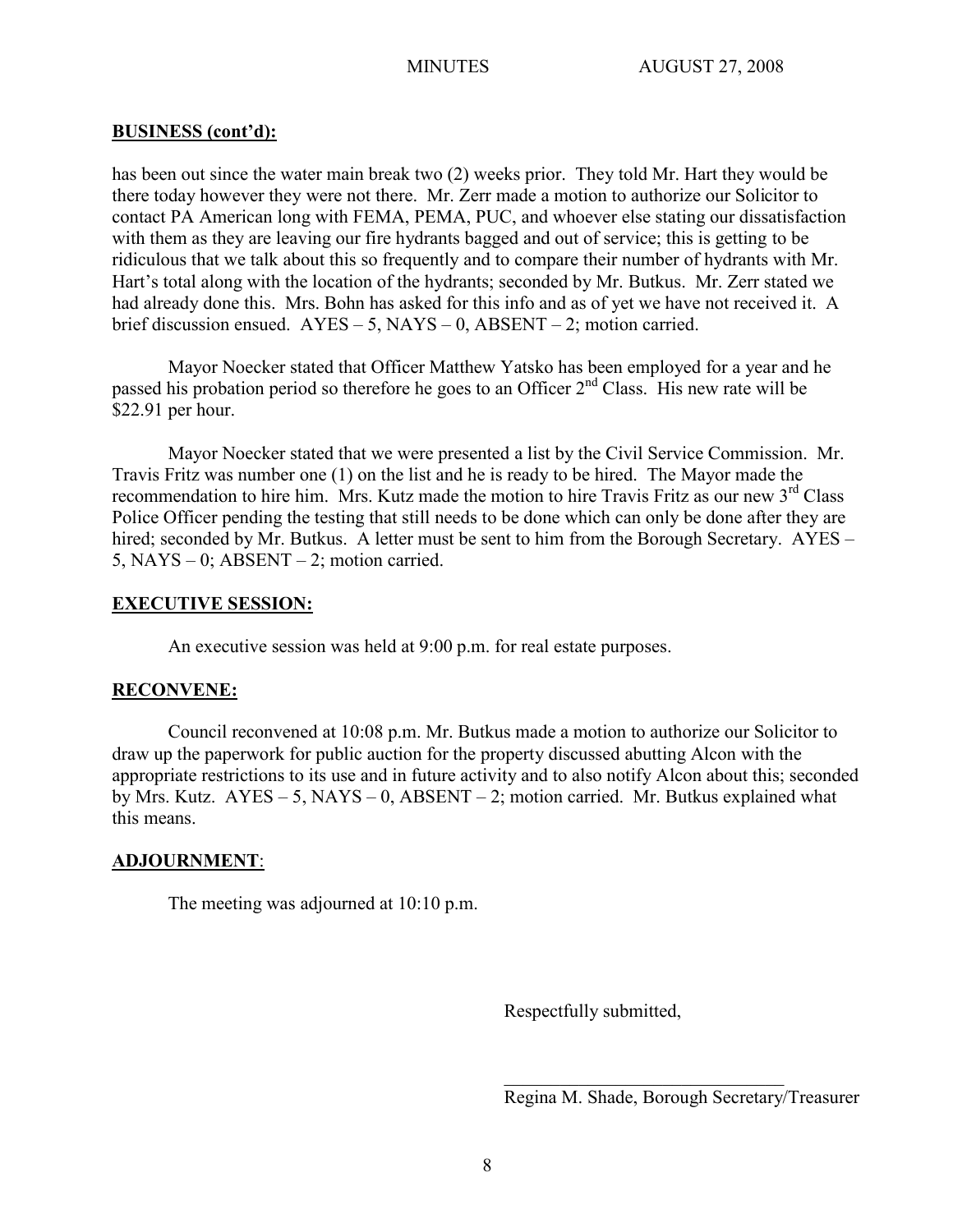**BUSINESS (cont'd):**

has been out since the water main break two (2) weeks prior. They told Mr. Hart they would be there today however they were not there. Mr. Zerr made a motion to authorize our Solicitor to contact PA American long with FEMA, PEMA, PUC, and whoever else stating our dissatisfaction with them as they are leaving our fire hydrants bagged and out of service; this is getting to be ridiculous that we talk about this so frequently and to compare their number of hydrants with Mr. Hart's total along with the location of the hydrants; seconded by Mr. Butkus. Mr. Zerr stated we had already done this. Mrs. Bohn has asked for this info and as of yet we have not received it. A brief discussion ensued. AYES – 5, NAYS – 0, ABSENT – 2; motion carried.

Mayor Noecker stated that Officer Matthew Yatsko has been employed for a year and he passed his probation period so therefore he goes to an Officer 2nd Class. His new rate will be $22.91 per hour.

Mayor Noecker stated that we were presented a list by the Civil Service Commission. Mr. Travis Fritz was number one (1) on the list and he is ready to be hired. The Mayor made the recommendation to hire him. Mrs. Kutz made the motion to hire Travis Fritz as our new 3rd Class Police Officer pending the testing that still needs to be done which can only be done after they are hired; seconded by Mr. Butkus. A letter must be sent to him from the Borough Secretary. AYES – 5, NAYS – 0; ABSENT – 2; motion carried.

**EXECUTIVE SESSION:**

An executive session was held at 9:00 p.m. for real estate purposes.

**RECONVENE:**

Council reconvened at 10:08 p.m. Mr. Butkus made a motion to authorize our Solicitor to draw up the paperwork for public auction for the property discussed abutting Alcon with the appropriate restrictions to its use and in future activity and to also notify Alcon about this; seconded by Mrs. Kutz. AYES – 5, NAYS – 0, ABSENT – 2; motion carried. Mr. Butkus explained what this means.

**ADJOURNMENT**:

The meeting was adjourned at 10:10 p.m.

Respectfully submitted,

\_\_\_\_\_\_\_\_\_\_\_\_\_\_\_\_\_\_\_\_\_\_\_\_\_\_\_\_\_\_\_\_

Regina M. Shade, Borough Secretary/Treasurer